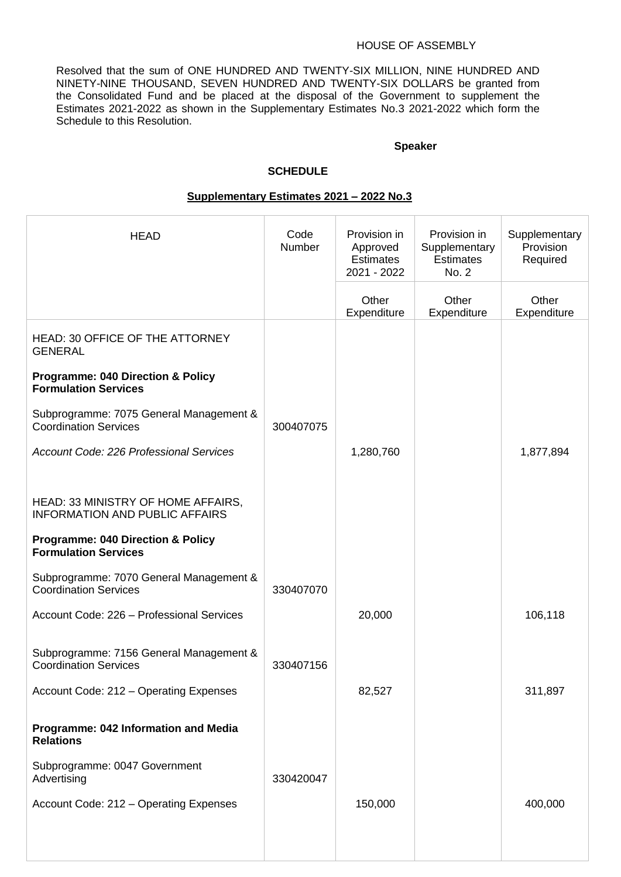HOUSE OF ASSEMBLY

Resolved that the sum of ONE HUNDRED AND TWENTY-SIX MILLION, NINE HUNDRED AND NINETY-NINE THOUSAND, SEVEN HUNDRED AND TWENTY-SIX DOLLARS be granted from the Consolidated Fund and be placed at the disposal of the Government to supplement the Estimates 2021-2022 as shown in the Supplementary Estimates No.3 2021-2022 which form the Schedule to this Resolution.

**Speaker**

**SCHEDULE**

**Supplementary Estimates 2021 – 2022 No.3**

| HEAD | Code Number | Provision in Approved Estimates 2021 - 2022 | Provision in Supplementary Estimates No. 2 | Supplementary Provision Required |
|---|---|---|---|---|
| | | Other Expenditure | Other Expenditure | Other Expenditure |
| HEAD: 30 OFFICE OF THE ATTORNEY GENERAL | | | | |
| **Programme: 040 Direction & Policy Formulation Services** | | | | |
| Subprogramme: 7075 General Management & Coordination Services | 300407075 | | | |
| *Account Code: 226 Professional Services* | | 1,280,760 | | 1,877,894 |
| HEAD: 33 MINISTRY OF HOME AFFAIRS, INFORMATION AND PUBLIC AFFAIRS | | | | |
| **Programme: 040 Direction & Policy Formulation Services** | | | | |
| Subprogramme: 7070 General Management & Coordination Services | 330407070 | | | |
| Account Code: 226 – Professional Services | | 20,000 | | 106,118 |
| Subprogramme: 7156 General Management & Coordination Services | 330407156 | | | |
| Account Code: 212 – Operating Expenses | | 82,527 | | 311,897 |
| **Programme: 042 Information and Media Relations** | | | | |
| Subprogramme: 0047 Government Advertising | 330420047 | | | |
| Account Code: 212 – Operating Expenses | | 150,000 | | 400,000 |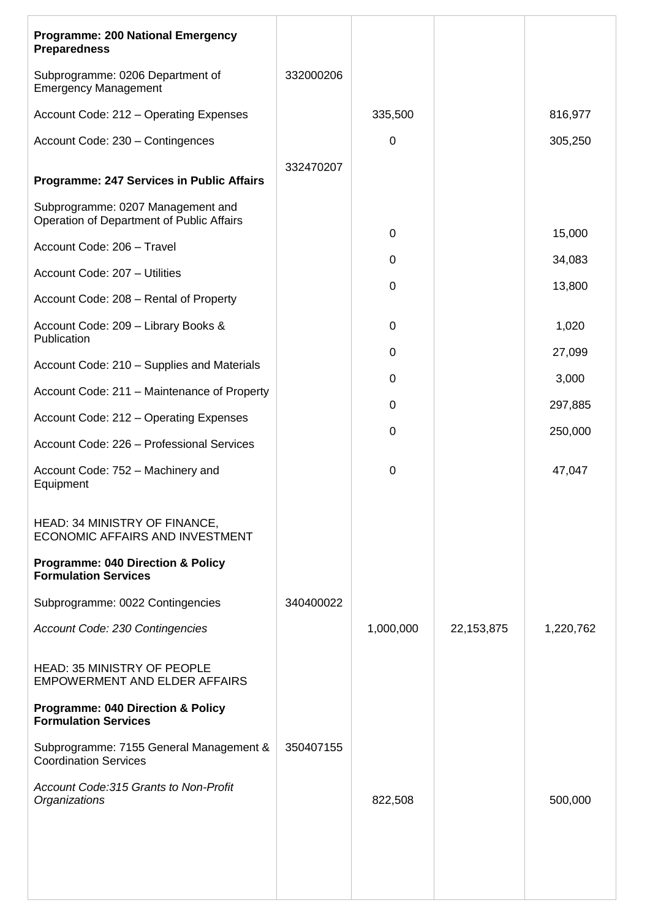| | | | | |
|---|---|---|---|---|
| **Programme: 200 National Emergency Preparedness** | | | | |
| Subprogramme: 0206 Department of Emergency Management | 332000206 | | | |
| Account Code: 212 – Operating Expenses | | 335,500 | | 816,977 |
| Account Code: 230 – Contingences | | 0 | | 305,250 |
| **Programme: 247 Services in Public Affairs** | 332470207 | | | |
| Subprogramme: 0207 Management and Operation of Department of Public Affairs | | | | |
| Account Code: 206 – Travel | | 0 | | 15,000 |
| Account Code: 207 – Utilities | | 0 | | 34,083 |
| Account Code: 208 – Rental of Property | | 0 | | 13,800 |
| Account Code: 209 – Library Books & Publication | | 0 | | 1,020 |
| Account Code: 210 – Supplies and Materials | | 0 | | 27,099 |
| Account Code: 211 – Maintenance of Property | | 0 | | 3,000 |
| Account Code: 212 – Operating Expenses | | 0 | | 297,885 |
| Account Code: 226 – Professional Services | | 0 | | 250,000 |
| Account Code: 752 – Machinery and Equipment | | 0 | | 47,047 |
| HEAD: 34 MINISTRY OF FINANCE, ECONOMIC AFFAIRS AND INVESTMENT | | | | |
| **Programme: 040 Direction & Policy Formulation Services** | | | | |
| Subprogramme: 0022 Contingencies | 340400022 | | | |
| *Account Code: 230 Contingencies* | | 1,000,000 | 22,153,875 | 1,220,762 |
| HEAD: 35 MINISTRY OF PEOPLE EMPOWERMENT AND ELDER AFFAIRS | | | | |
| **Programme: 040 Direction & Policy Formulation Services** | | | | |
| Subprogramme: 7155 General Management & Coordination Services | 350407155 | | | |
| *Account Code:315 Grants to Non-Profit Organizations* | | 822,508 | | 500,000 |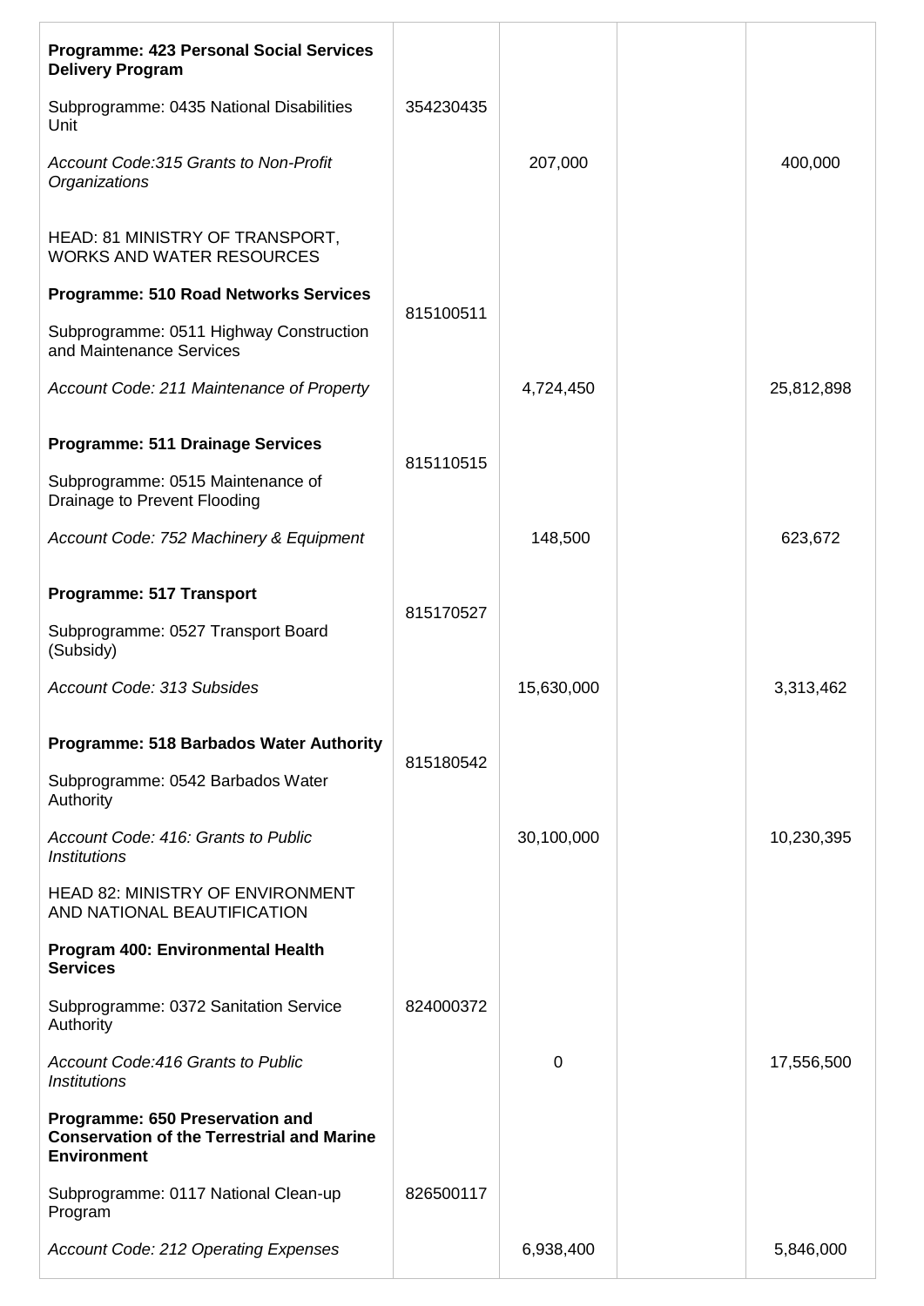| | | | | |
|---|---|---|---|---|
| **Programme: 423 Personal Social Services Delivery Program** | | | | |
| Subprogramme: 0435 National Disabilities Unit | 354230435 | | | |
| *Account Code:315 Grants to Non-Profit Organizations* | | 207,000 | | 400,000 |
| HEAD: 81 MINISTRY OF TRANSPORT, WORKS AND WATER RESOURCES | | | | |
| **Programme: 510 Road Networks Services** | 815100511 | | | |
| Subprogramme: 0511 Highway Construction and Maintenance Services | | | | |
| *Account Code: 211 Maintenance of Property* | | 4,724,450 | | 25,812,898 |
| **Programme: 511 Drainage Services** | 815110515 | | | |
| Subprogramme: 0515 Maintenance of Drainage to Prevent Flooding | | | | |
| *Account Code: 752 Machinery & Equipment* | | 148,500 | | 623,672 |
| **Programme: 517 Transport** | 815170527 | | | |
| Subprogramme: 0527 Transport Board (Subsidy) | | | | |
| *Account Code: 313 Subsides* | | 15,630,000 | | 3,313,462 |
| **Programme: 518 Barbados Water Authority** | 815180542 | | | |
| Subprogramme: 0542 Barbados Water Authority | | | | |
| *Account Code: 416: Grants to Public Institutions* | | 30,100,000 | | 10,230,395 |
| HEAD 82: MINISTRY OF ENVIRONMENT AND NATIONAL BEAUTIFICATION | | | | |
| **Program 400: Environmental Health Services** | | | | |
| Subprogramme: 0372 Sanitation Service Authority | 824000372 | | | |
| *Account Code:416 Grants to Public Institutions* | | 0 | | 17,556,500 |
| **Programme: 650 Preservation and Conservation of the Terrestrial and Marine Environment** | | | | |
| Subprogramme: 0117 National Clean-up Program | 826500117 | | | |
| *Account Code: 212 Operating Expenses* | | 6,938,400 | | 5,846,000 |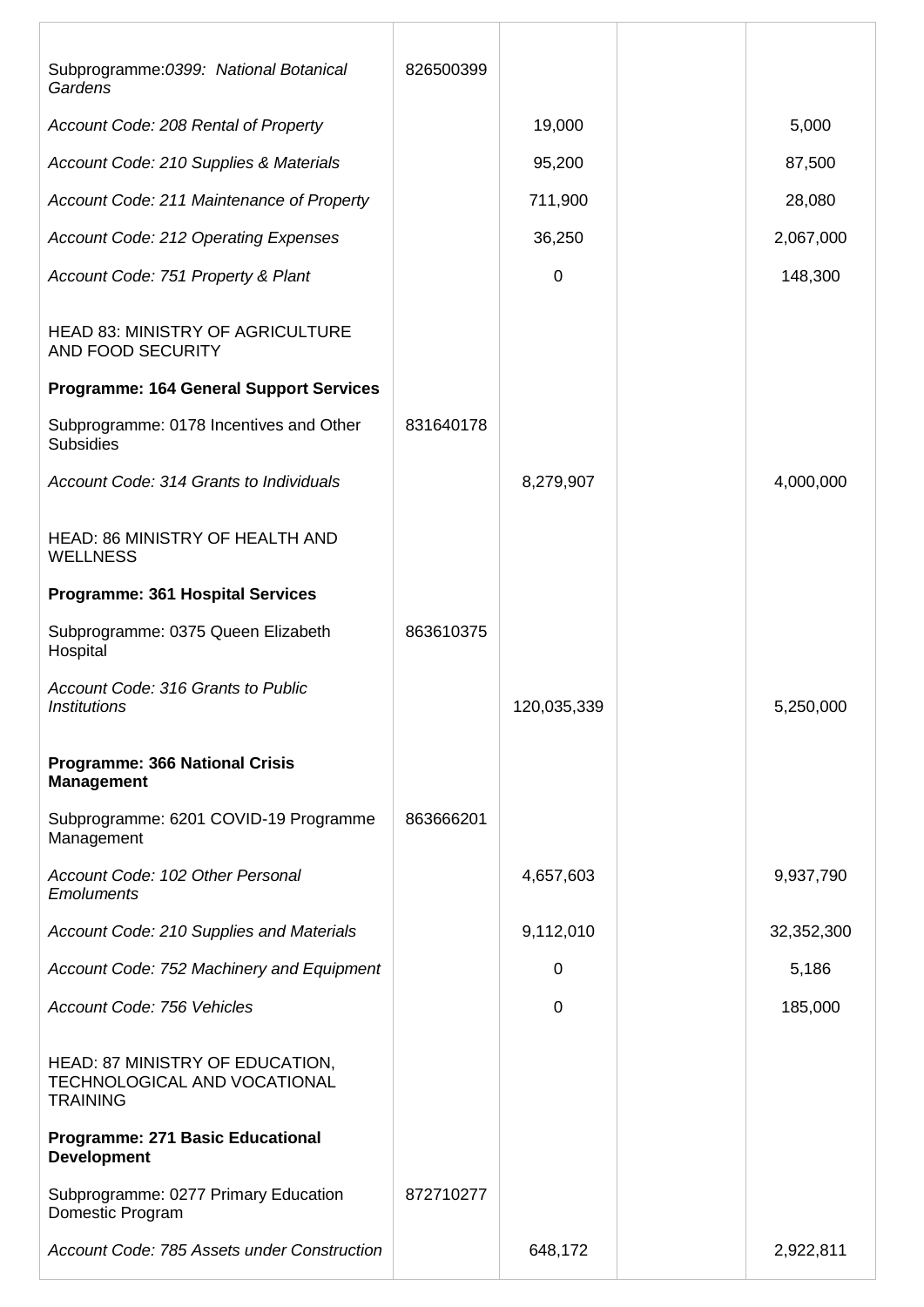| | | | | |
|---|---|---|---|---|
| Subprogramme:*0399: National Botanical Gardens* | 826500399 | | | |
| *Account Code: 208 Rental of Property* | | 19,000 | | 5,000 |
| *Account Code: 210 Supplies & Materials* | | 95,200 | | 87,500 |
| *Account Code: 211 Maintenance of Property* | | 711,900 | | 28,080 |
| *Account Code: 212 Operating Expenses* | | 36,250 | | 2,067,000 |
| *Account Code: 751 Property & Plant* | | 0 | | 148,300 |
| HEAD 83: MINISTRY OF AGRICULTURE AND FOOD SECURITY | | | | |
| **Programme: 164 General Support Services** | | | | |
| Subprogramme: 0178 Incentives and Other Subsidies | 831640178 | | | |
| *Account Code: 314 Grants to Individuals* | | 8,279,907 | | 4,000,000 |
| HEAD: 86 MINISTRY OF HEALTH AND WELLNESS | | | | |
| **Programme: 361 Hospital Services** | | | | |
| Subprogramme: 0375 Queen Elizabeth Hospital | 863610375 | | | |
| *Account Code: 316 Grants to Public Institutions* | | 120,035,339 | | 5,250,000 |
| **Programme: 366 National Crisis Management** | | | | |
| Subprogramme: 6201 COVID-19 Programme Management | 863666201 | | | |
| *Account Code: 102 Other Personal Emoluments* | | 4,657,603 | | 9,937,790 |
| *Account Code: 210 Supplies and Materials* | | 9,112,010 | | 32,352,300 |
| *Account Code: 752 Machinery and Equipment* | | 0 | | 5,186 |
| *Account Code: 756 Vehicles* | | 0 | | 185,000 |
| HEAD: 87 MINISTRY OF EDUCATION, TECHNOLOGICAL AND VOCATIONAL TRAINING | | | | |
| **Programme: 271 Basic Educational Development** | | | | |
| Subprogramme: 0277 Primary Education Domestic Program | 872710277 | | | |
| *Account Code: 785 Assets under Construction* | | 648,172 | | 2,922,811 |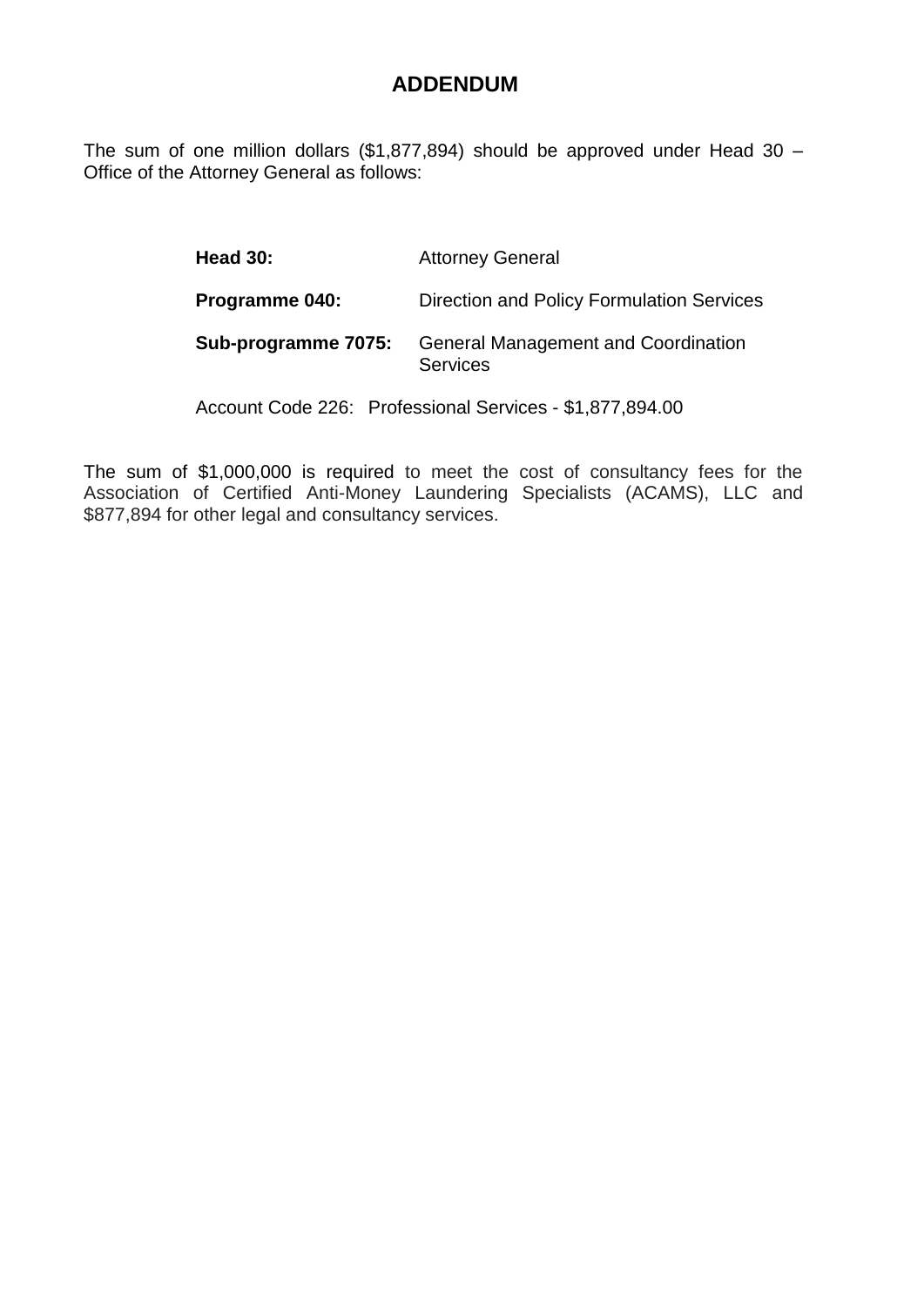# ADDENDUM

The sum of one million dollars ($1,877,894) should be approved under Head 30 – Office of the Attorney General as follows:

| | |
|---|---|
| **Head 30:** | Attorney General |
| **Programme 040:** | Direction and Policy Formulation Services |
| **Sub-programme 7075:** | General Management and Coordination Services |

Account Code 226: Professional Services - $1,877,894.00

The sum of $1,000,000 is required to meet the cost of consultancy fees for the Association of Certified Anti-Money Laundering Specialists (ACAMS), LLC and $877,894 for other legal and consultancy services.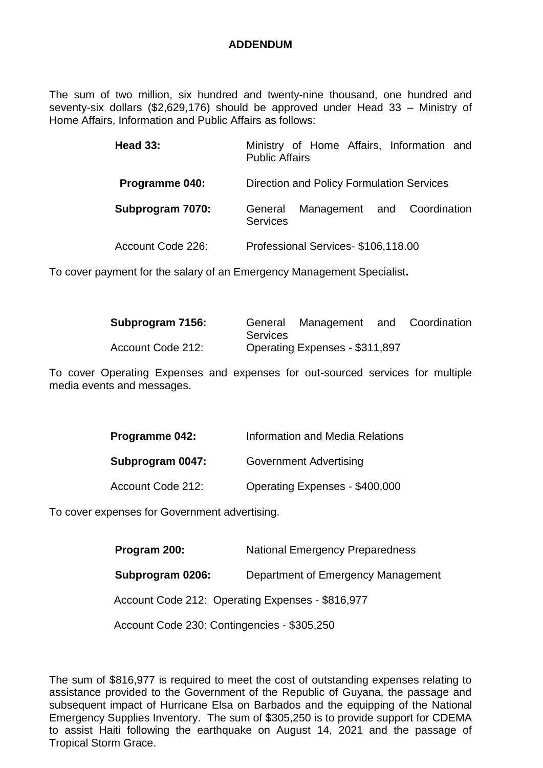**ADDENDUM**

The sum of two million, six hundred and twenty-nine thousand, one hundred and seventy-six dollars ($2,629,176) should be approved under Head 33 – Ministry of Home Affairs, Information and Public Affairs as follows:

| | |
|---|---|
| **Head 33:** | Ministry of Home Affairs, Information and Public Affairs |
| **Programme 040:** | Direction and Policy Formulation Services |
| **Subprogram 7070:** | General Management and Coordination Services |
| Account Code 226: | Professional Services- $106,118.00 |

To cover payment for the salary of an Emergency Management Specialist**.**

| | |
|---|---|
| **Subprogram 7156:** | General Management and Coordination Services |
| Account Code 212: | Operating Expenses - $311,897 |

To cover Operating Expenses and expenses for out-sourced services for multiple media events and messages.

| | |
|---|---|
| **Programme 042:** | Information and Media Relations |
| **Subprogram 0047:** | Government Advertising |
| Account Code 212: | Operating Expenses - $400,000 |

To cover expenses for Government advertising.

| | |
|---|---|
| **Program 200:** | National Emergency Preparedness |
| **Subprogram 0206:** | Department of Emergency Management |

Account Code 212: Operating Expenses - $816,977

Account Code 230: Contingencies - $305,250

The sum of $816,977 is required to meet the cost of outstanding expenses relating to assistance provided to the Government of the Republic of Guyana, the passage and subsequent impact of Hurricane Elsa on Barbados and the equipping of the National Emergency Supplies Inventory. The sum of $305,250 is to provide support for CDEMA to assist Haiti following the earthquake on August 14, 2021 and the passage of Tropical Storm Grace.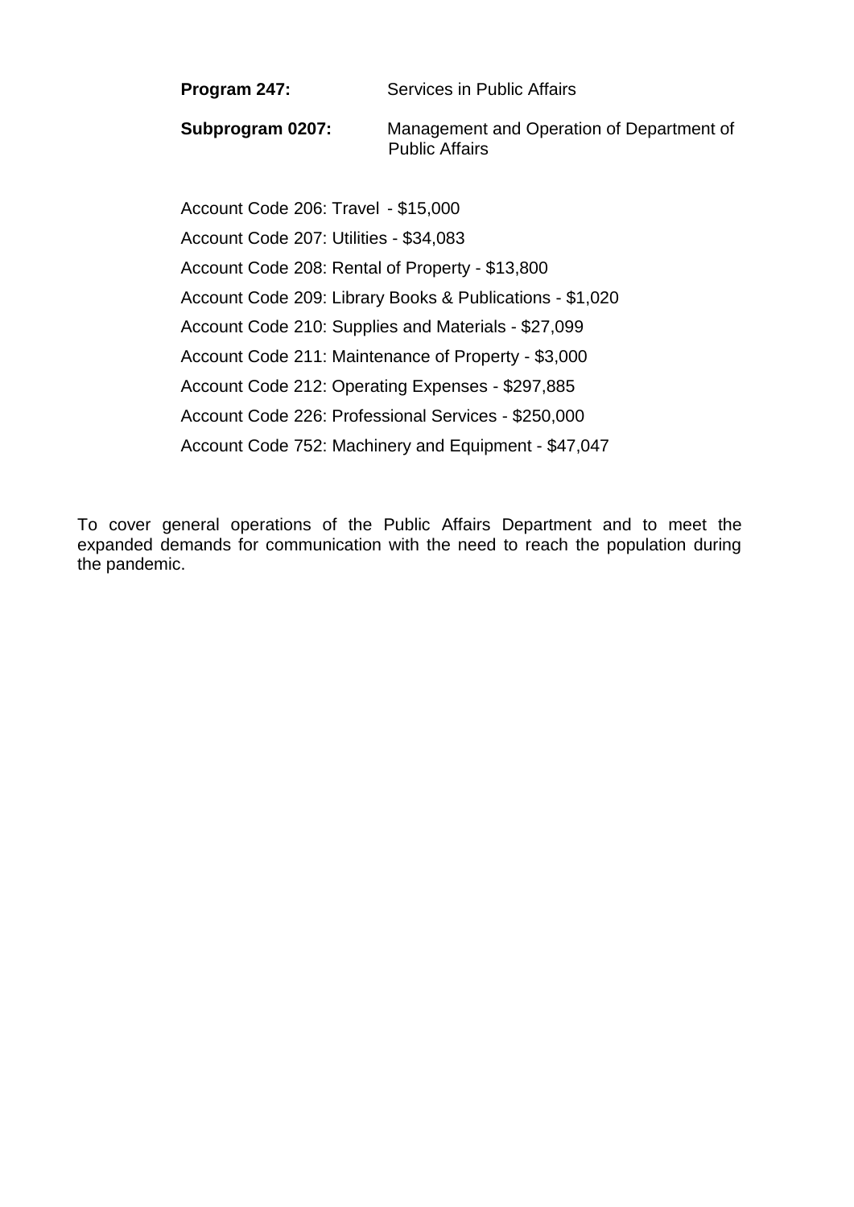**Program 247:** Services in Public Affairs

**Subprogram 0207:** Management and Operation of Department of Public Affairs

Account Code 206: Travel - $15,000

Account Code 207: Utilities - $34,083

Account Code 208: Rental of Property - $13,800

Account Code 209: Library Books & Publications - $1,020

Account Code 210: Supplies and Materials - $27,099

Account Code 211: Maintenance of Property - $3,000

Account Code 212: Operating Expenses - $297,885

Account Code 226: Professional Services - $250,000

Account Code 752: Machinery and Equipment - $47,047

To cover general operations of the Public Affairs Department and to meet the expanded demands for communication with the need to reach the population during the pandemic.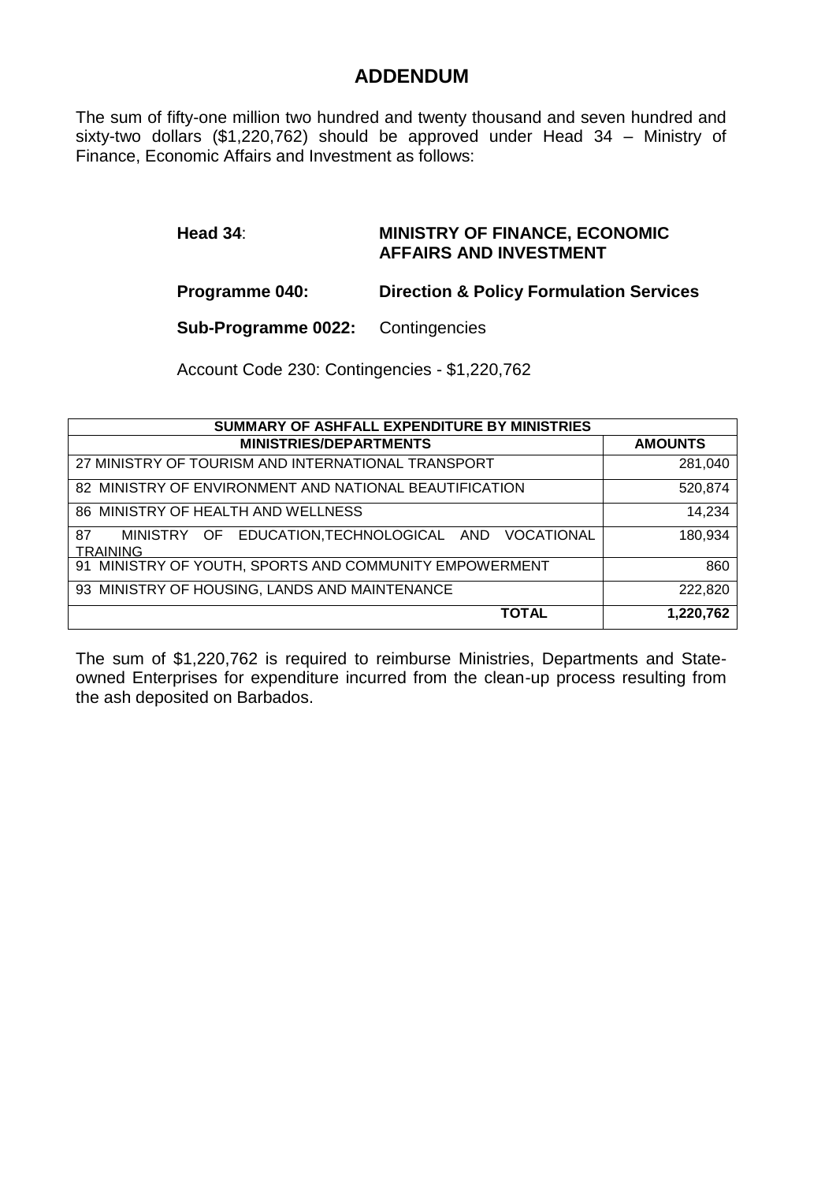# ADDENDUM

The sum of fifty-one million two hundred and twenty thousand and seven hundred and sixty-two dollars ($1,220,762) should be approved under Head 34 – Ministry of Finance, Economic Affairs and Investment as follows:

**Head 34**: **MINISTRY OF FINANCE, ECONOMIC AFFAIRS AND INVESTMENT**

**Programme 040:** **Direction & Policy Formulation Services**

**Sub-Programme 0022:** Contingencies

Account Code 230: Contingencies - $1,220,762

| SUMMARY OF ASHFALL EXPENDITURE BY MINISTRIES | |
|---|---|
| **MINISTRIES/DEPARTMENTS** | **AMOUNTS** |
| 27 MINISTRY OF TOURISM AND INTERNATIONAL TRANSPORT | 281,040 |
| 82 MINISTRY OF ENVIRONMENT AND NATIONAL BEAUTIFICATION | 520,874 |
| 86 MINISTRY OF HEALTH AND WELLNESS | 14,234 |
| 87 MINISTRY OF EDUCATION,TECHNOLOGICAL AND VOCATIONAL TRAINING | 180,934 |
| 91 MINISTRY OF YOUTH, SPORTS AND COMMUNITY EMPOWERMENT | 860 |
| 93 MINISTRY OF HOUSING, LANDS AND MAINTENANCE | 222,820 |
| **TOTAL** | **1,220,762** |

The sum of $1,220,762 is required to reimburse Ministries, Departments and State-owned Enterprises for expenditure incurred from the clean-up process resulting from the ash deposited on Barbados.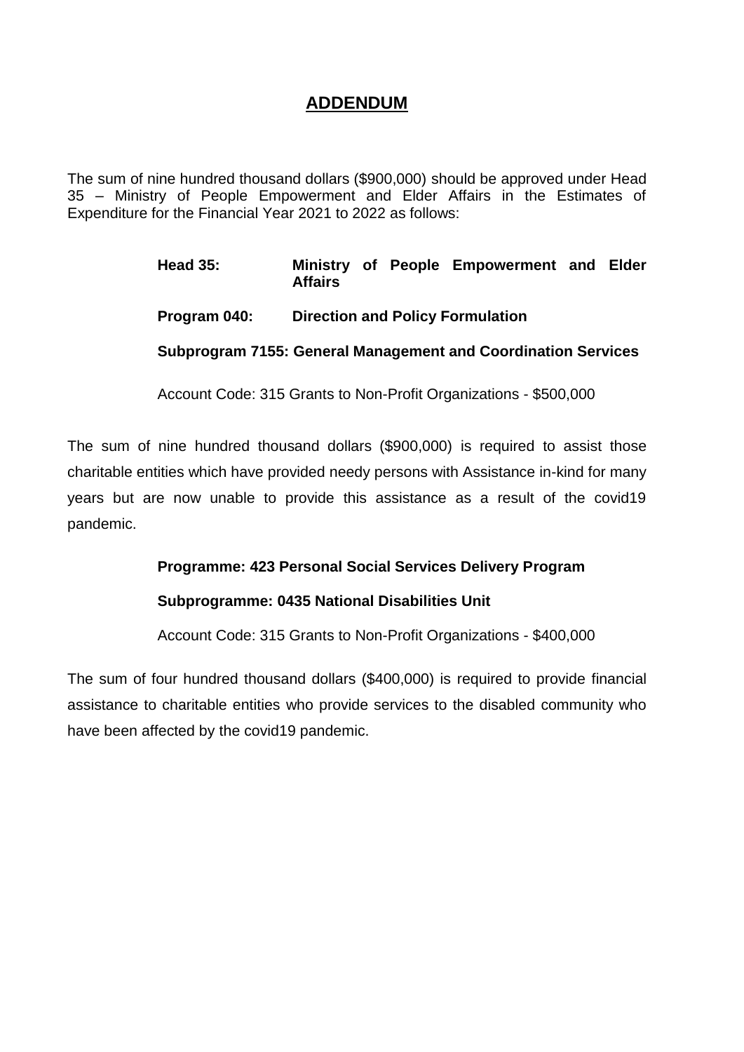# ADDENDUM

The sum of nine hundred thousand dollars ($900,000) should be approved under Head 35 – Ministry of People Empowerment and Elder Affairs in the Estimates of Expenditure for the Financial Year 2021 to 2022 as follows:

**Head 35:** **Ministry of People Empowerment and Elder Affairs**

**Program 040:** **Direction and Policy Formulation**

**Subprogram 7155: General Management and Coordination Services**

Account Code: 315 Grants to Non-Profit Organizations - $500,000

The sum of nine hundred thousand dollars ($900,000) is required to assist those charitable entities which have provided needy persons with Assistance in-kind for many years but are now unable to provide this assistance as a result of the covid19 pandemic.

**Programme: 423 Personal Social Services Delivery Program**

**Subprogramme: 0435 National Disabilities Unit**

Account Code: 315 Grants to Non-Profit Organizations - $400,000

The sum of four hundred thousand dollars ($400,000) is required to provide financial assistance to charitable entities who provide services to the disabled community who have been affected by the covid19 pandemic.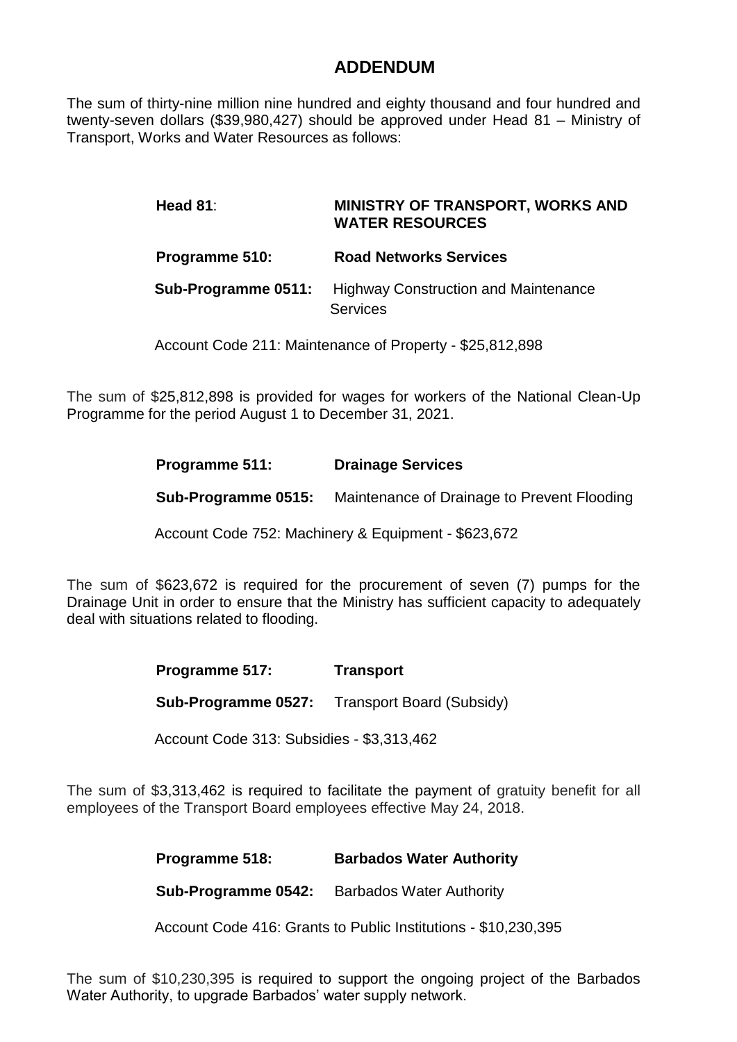## ADDENDUM

The sum of thirty-nine million nine hundred and eighty thousand and four hundred and twenty-seven dollars ($39,980,427) should be approved under Head 81 – Ministry of Transport, Works and Water Resources as follows:

**Head 81**: **MINISTRY OF TRANSPORT, WORKS AND WATER RESOURCES**

**Programme 510:** **Road Networks Services**

**Sub-Programme 0511:** Highway Construction and Maintenance Services

Account Code 211: Maintenance of Property - $25,812,898

The sum of $25,812,898 is provided for wages for workers of the National Clean-Up Programme for the period August 1 to December 31, 2021.

**Programme 511:** **Drainage Services**

**Sub-Programme 0515:** Maintenance of Drainage to Prevent Flooding

Account Code 752: Machinery & Equipment - $623,672

The sum of $623,672 is required for the procurement of seven (7) pumps for the Drainage Unit in order to ensure that the Ministry has sufficient capacity to adequately deal with situations related to flooding.

**Programme 517:** **Transport**

**Sub-Programme 0527:** Transport Board (Subsidy)

Account Code 313: Subsidies - $3,313,462

The sum of $3,313,462 is required to facilitate the payment of gratuity benefit for all employees of the Transport Board employees effective May 24, 2018.

**Programme 518:** **Barbados Water Authority**

**Sub-Programme 0542:** Barbados Water Authority

Account Code 416: Grants to Public Institutions - $10,230,395

The sum of $10,230,395 is required to support the ongoing project of the Barbados Water Authority, to upgrade Barbados' water supply network.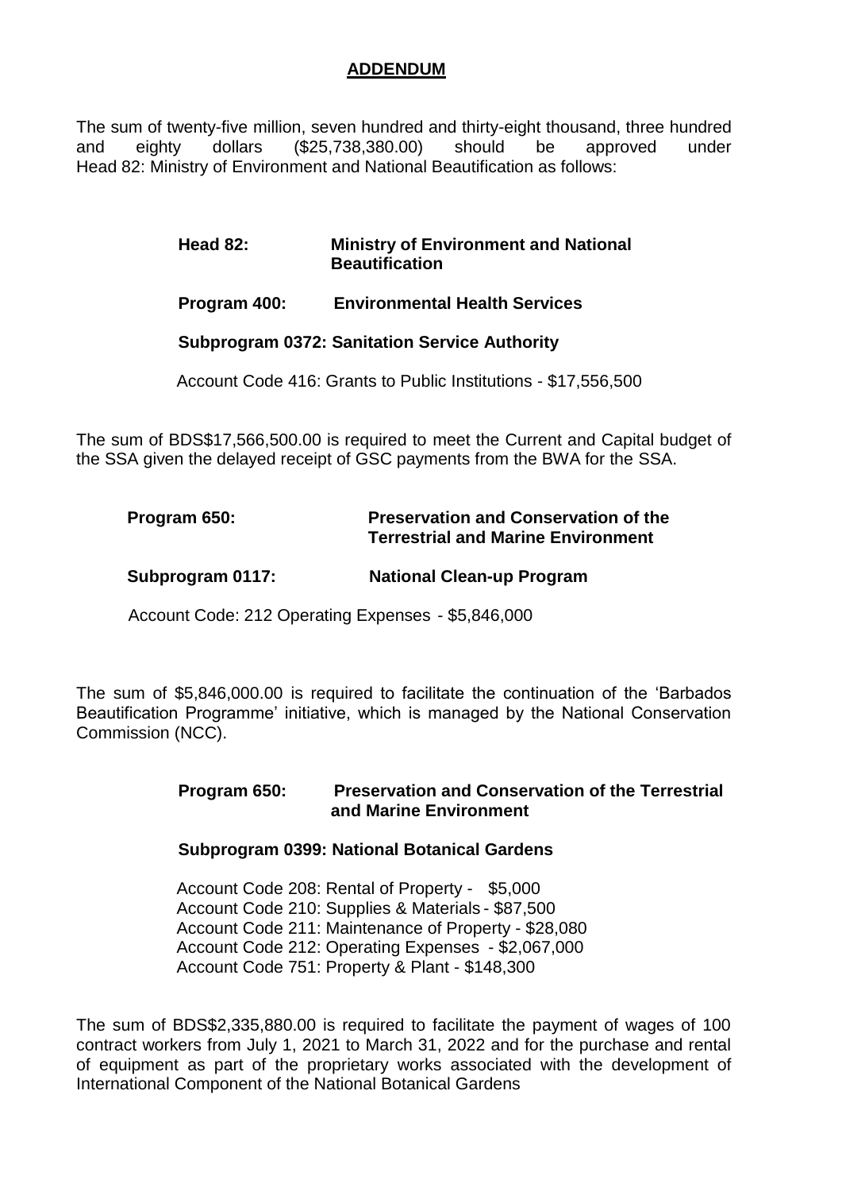## ADDENDUM

The sum of twenty-five million, seven hundred and thirty-eight thousand, three hundred and eighty dollars ($25,738,380.00) should be approved under Head 82: Ministry of Environment and National Beautification as follows:

**Head 82: Ministry of Environment and National Beautification**

**Program 400: Environmental Health Services**

**Subprogram 0372: Sanitation Service Authority**

Account Code 416: Grants to Public Institutions - $17,556,500

The sum of BDS$17,566,500.00 is required to meet the Current and Capital budget of the SSA given the delayed receipt of GSC payments from the BWA for the SSA.

**Program 650: Preservation and Conservation of the Terrestrial and Marine Environment**

**Subprogram 0117: National Clean-up Program**

Account Code: 212 Operating Expenses - $5,846,000

The sum of $5,846,000.00 is required to facilitate the continuation of the 'Barbados Beautification Programme' initiative, which is managed by the National Conservation Commission (NCC).

**Program 650: Preservation and Conservation of the Terrestrial and Marine Environment**

**Subprogram 0399: National Botanical Gardens**

Account Code 208: Rental of Property - $5,000
Account Code 210: Supplies & Materials - $87,500
Account Code 211: Maintenance of Property - $28,080
Account Code 212: Operating Expenses - $2,067,000
Account Code 751: Property & Plant - $148,300

The sum of BDS$2,335,880.00 is required to facilitate the payment of wages of 100 contract workers from July 1, 2021 to March 31, 2022 and for the purchase and rental of equipment as part of the proprietary works associated with the development of International Component of the National Botanical Gardens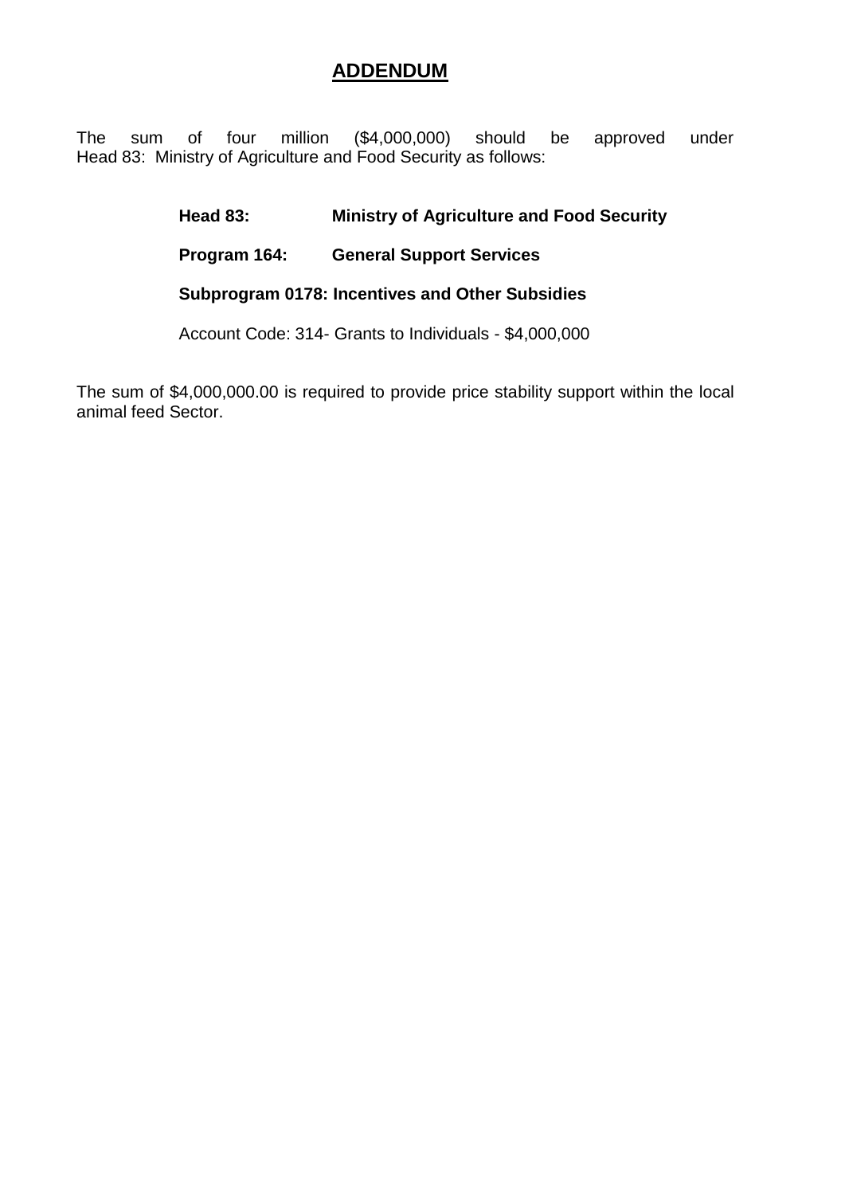# **ADDENDUM**

The sum of four million ($4,000,000) should be approved under Head 83: Ministry of Agriculture and Food Security as follows:

**Head 83: Ministry of Agriculture and Food Security**

**Program 164: General Support Services**

**Subprogram 0178: Incentives and Other Subsidies**

Account Code: 314- Grants to Individuals - $4,000,000

The sum of $4,000,000.00 is required to provide price stability support within the local animal feed Sector.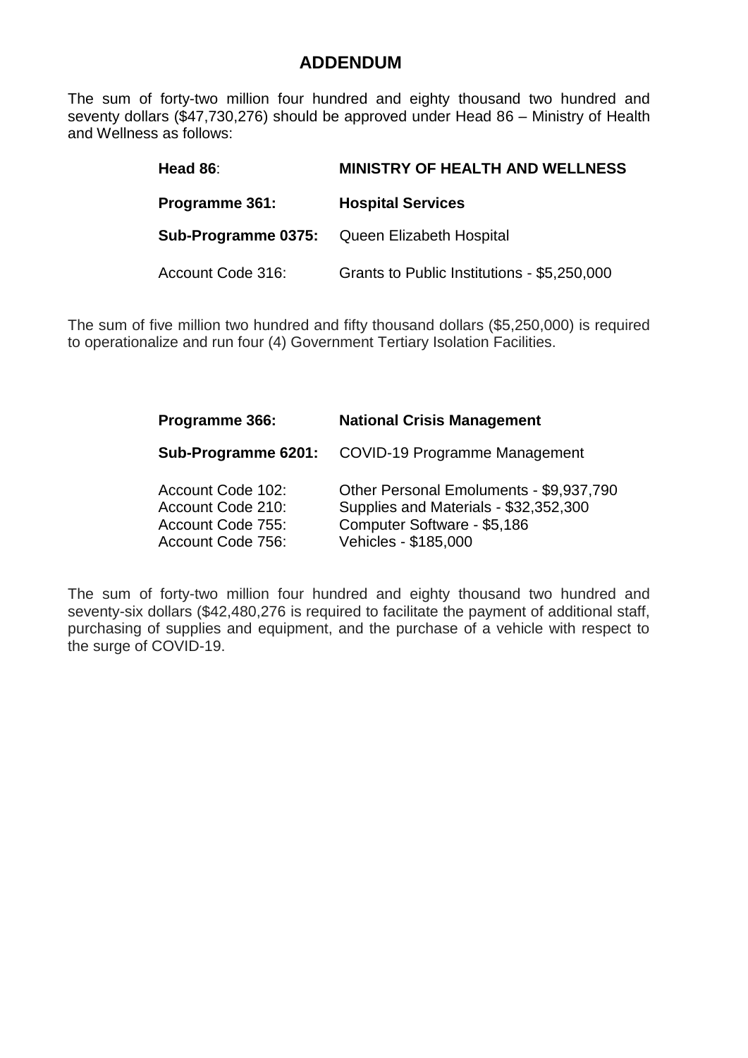# ADDENDUM

The sum of forty-two million four hundred and eighty thousand two hundred and seventy dollars ($47,730,276) should be approved under Head 86 – Ministry of Health and Wellness as follows:

| | |
|---|---|
| **Head 86**: | **MINISTRY OF HEALTH AND WELLNESS** |
| **Programme 361:** | **Hospital Services** |
| **Sub-Programme 0375:** | Queen Elizabeth Hospital |
| Account Code 316: | Grants to Public Institutions - $5,250,000 |

The sum of five million two hundred and fifty thousand dollars ($5,250,000) is required to operationalize and run four (4) Government Tertiary Isolation Facilities.

| | |
|---|---|
| **Programme 366:** | **National Crisis Management** |
| **Sub-Programme 6201:** | COVID-19 Programme Management |
| Account Code 102: | Other Personal Emoluments - $9,937,790 |
| Account Code 210: | Supplies and Materials - $32,352,300 |
| Account Code 755: | Computer Software - $5,186 |
| Account Code 756: | Vehicles - $185,000 |

The sum of forty-two million four hundred and eighty thousand two hundred and seventy-six dollars ($42,480,276 is required to facilitate the payment of additional staff, purchasing of supplies and equipment, and the purchase of a vehicle with respect to the surge of COVID-19.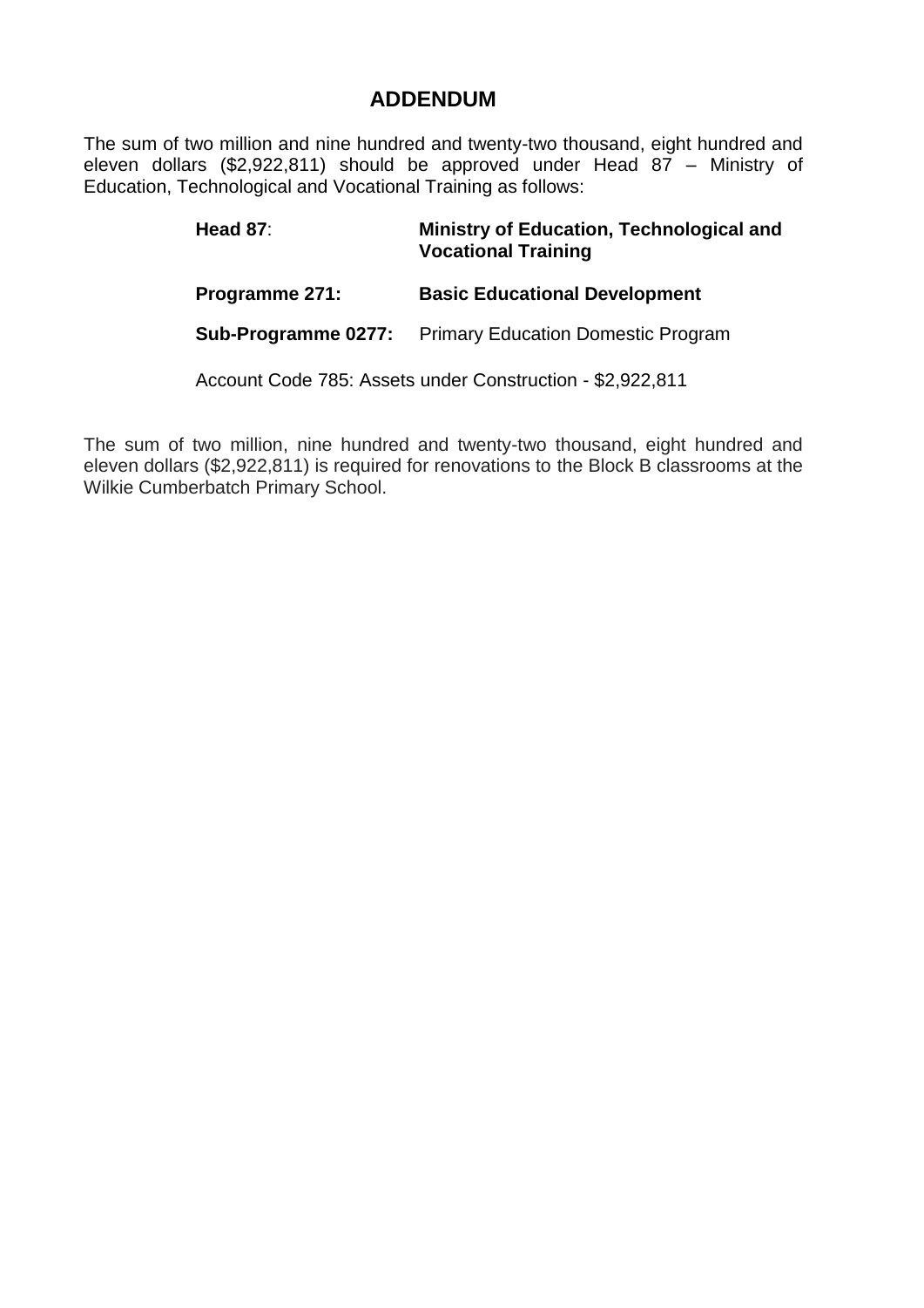## ADDENDUM

The sum of two million and nine hundred and twenty-two thousand, eight hundred and eleven dollars ($2,922,811) should be approved under Head 87 – Ministry of Education, Technological and Vocational Training as follows:

| | |
|---|---|
| **Head 87**: | **Ministry of Education, Technological and Vocational Training** |
| **Programme 271:** | **Basic Educational Development** |
| **Sub-Programme 0277:** | Primary Education Domestic Program |

Account Code 785: Assets under Construction - $2,922,811

The sum of two million, nine hundred and twenty-two thousand, eight hundred and eleven dollars ($2,922,811) is required for renovations to the Block B classrooms at the Wilkie Cumberbatch Primary School.